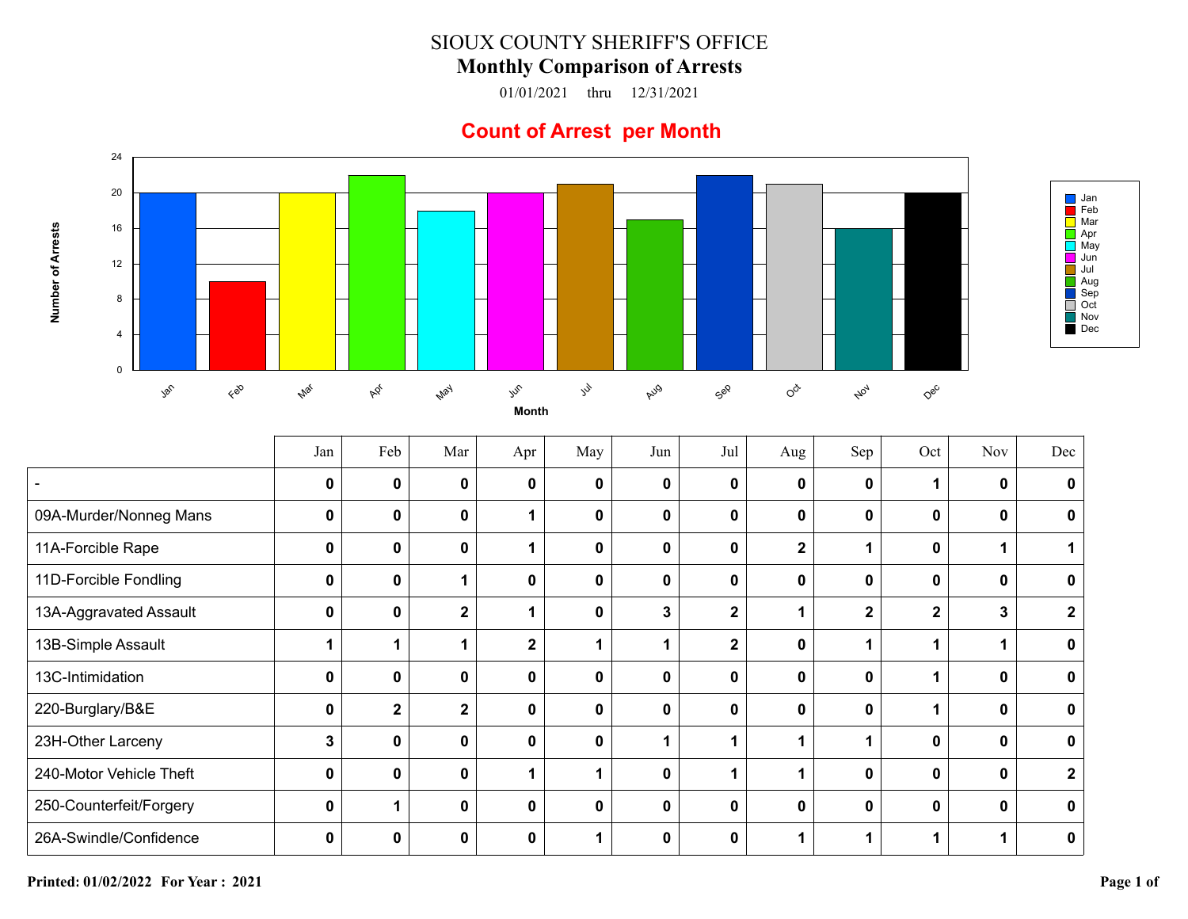# SIOUX COUNTY SHERIFF'S OFFICE

## Monthly Comparison of Arrests

01/01/2021 thru 12/31/2021

### Count of Arrest per Month

| Month | Number of Arrests |
|---|---|
| Jan | 20 |
| Feb | 10 |
| Mar | 20 |
| Apr | 22 |
| May | 18 |
| Jun | 20 |
| Jul | 21 |
| Aug | 17 |
| Sep | 22 |
| Oct | 21 |
| Nov | 16 |
| Dec | 20 |

| | Jan | Feb | Mar | Apr | May | Jun | Jul | Aug | Sep | Oct | Nov | Dec |
|---|---|---|---|---|---|---|---|---|---|---|---|---|
| - | **0** | **0** | **0** | **0** | **0** | **0** | **0** | **0** | **0** | **1** | **0** | **0** |
| 09A-Murder/Nonneg Mans | **0** | **0** | **0** | **1** | **0** | **0** | **0** | **0** | **0** | **0** | **0** | **0** |
| 11A-Forcible Rape | **0** | **0** | **0** | **1** | **0** | **0** | **0** | **2** | **1** | **0** | **1** | **1** |
| 11D-Forcible Fondling | **0** | **0** | **1** | **0** | **0** | **0** | **0** | **0** | **0** | **0** | **0** | **0** |
| 13A-Aggravated Assault | **0** | **0** | **2** | **1** | **0** | **3** | **2** | **1** | **2** | **2** | **3** | **2** |
| 13B-Simple Assault | **1** | **1** | **1** | **2** | **1** | **1** | **2** | **0** | **1** | **1** | **1** | **0** |
| 13C-Intimidation | **0** | **0** | **0** | **0** | **0** | **0** | **0** | **0** | **0** | **1** | **0** | **0** |
| 220-Burglary/B&E | **0** | **2** | **2** | **0** | **0** | **0** | **0** | **0** | **0** | **1** | **0** | **0** |
| 23H-Other Larceny | **3** | **0** | **0** | **0** | **0** | **1** | **1** | **1** | **1** | **0** | **0** | **0** |
| 240-Motor Vehicle Theft | **0** | **0** | **0** | **1** | **1** | **0** | **1** | **1** | **0** | **0** | **0** | **2** |
| 250-Counterfeit/Forgery | **0** | **1** | **0** | **0** | **0** | **0** | **0** | **0** | **0** | **0** | **0** | **0** |
| 26A-Swindle/Confidence | **0** | **0** | **0** | **0** | **1** | **0** | **0** | **1** | **1** | **1** | **1** | **0** |

**Printed: 01/02/2022 For Year : 2021**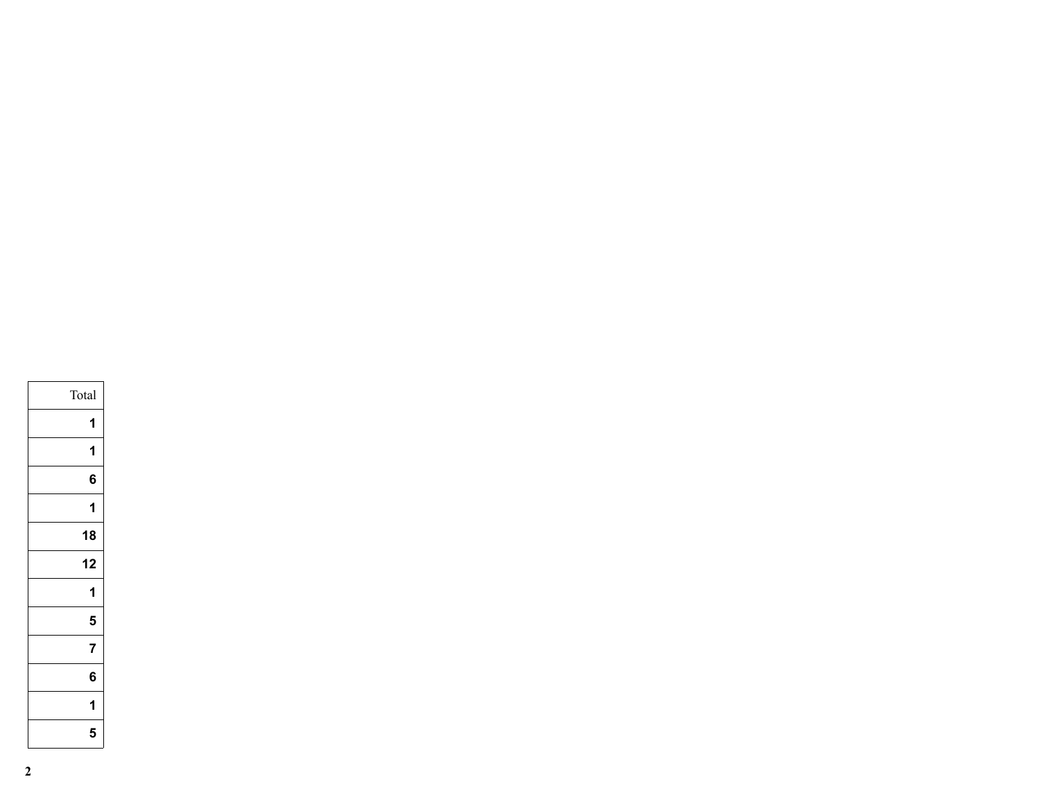| Total |
|---:|
| **1** |
| **1** |
| **6** |
| **1** |
| **18** |
| **12** |
| **1** |
| **5** |
| **7** |
| **6** |
| **1** |
| **5** |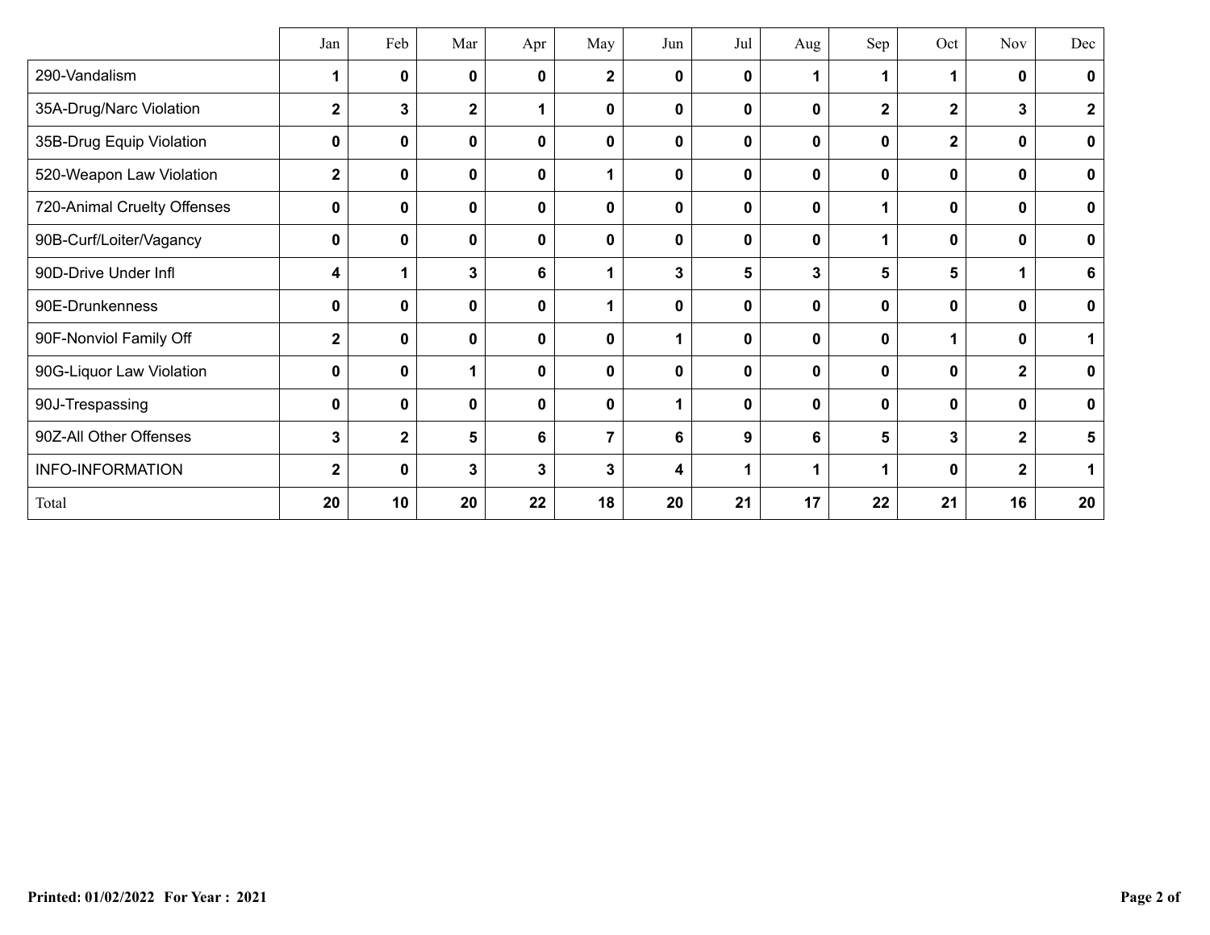| | Jan | Feb | Mar | Apr | May | Jun | Jul | Aug | Sep | Oct | Nov | Dec |
|---|---|---|---|---|---|---|---|---|---|---|---|---|
| 290-Vandalism | **1** | **0** | **0** | **0** | **2** | **0** | **0** | **1** | **1** | **1** | **0** | **0** |
| 35A-Drug/Narc Violation | **2** | **3** | **2** | **1** | **0** | **0** | **0** | **0** | **2** | **2** | **3** | **2** |
| 35B-Drug Equip Violation | **0** | **0** | **0** | **0** | **0** | **0** | **0** | **0** | **0** | **2** | **0** | **0** |
| 520-Weapon Law Violation | **2** | **0** | **0** | **0** | **1** | **0** | **0** | **0** | **0** | **0** | **0** | **0** |
| 720-Animal Cruelty Offenses | **0** | **0** | **0** | **0** | **0** | **0** | **0** | **0** | **1** | **0** | **0** | **0** |
| 90B-Curf/Loiter/Vagancy | **0** | **0** | **0** | **0** | **0** | **0** | **0** | **0** | **1** | **0** | **0** | **0** |
| 90D-Drive Under Infl | **4** | **1** | **3** | **6** | **1** | **3** | **5** | **3** | **5** | **5** | **1** | **6** |
| 90E-Drunkenness | **0** | **0** | **0** | **0** | **1** | **0** | **0** | **0** | **0** | **0** | **0** | **0** |
| 90F-Nonviol Family Off | **2** | **0** | **0** | **0** | **0** | **1** | **0** | **0** | **0** | **1** | **0** | **1** |
| 90G-Liquor Law Violation | **0** | **0** | **1** | **0** | **0** | **0** | **0** | **0** | **0** | **0** | **2** | **0** |
| 90J-Trespassing | **0** | **0** | **0** | **0** | **0** | **1** | **0** | **0** | **0** | **0** | **0** | **0** |
| 90Z-All Other Offenses | **3** | **2** | **5** | **6** | **7** | **6** | **9** | **6** | **5** | **3** | **2** | **5** |
| INFO-INFORMATION | **2** | **0** | **3** | **3** | **3** | **4** | **1** | **1** | **1** | **0** | **2** | **1** |
| Total | **20** | **10** | **20** | **22** | **18** | **20** | **21** | **17** | **22** | **21** | **16** | **20** |

**Printed: 01/02/2022 For Year : 2021**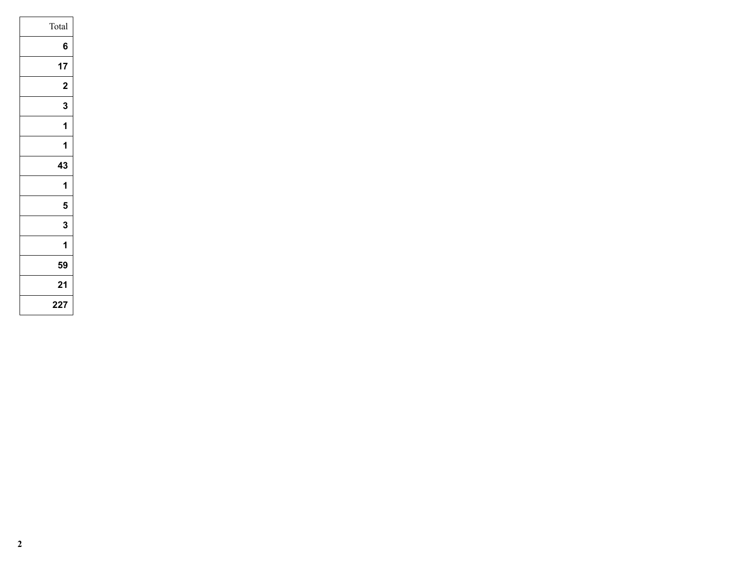| Total |
|---|
| 6 |
| 17 |
| 2 |
| 3 |
| 1 |
| 1 |
| 43 |
| 1 |
| 5 |
| 3 |
| 1 |
| 59 |
| 21 |
| 227 |